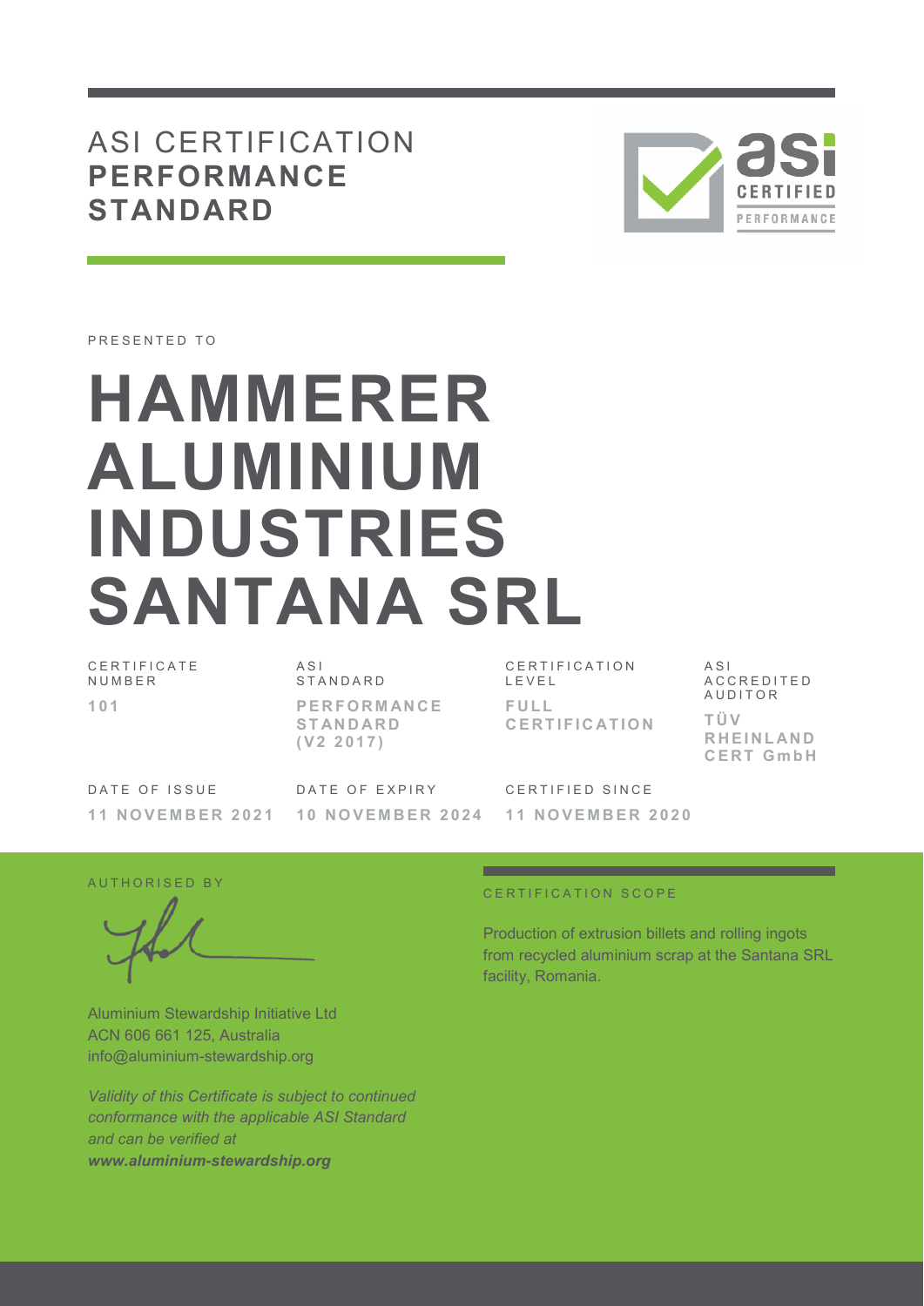# ASI CERTIFICATION **PERFORMANCE STANDARD**

PRESENTED TO

# HAMMERER ALUMINIUM INDUSTRIES SANTANA SRL

| CERTIFICATE NUMBER | ASI STANDARD | CERTIFICATION LEVEL | ASI ACCREDITED AUDITOR |
|---|---|---|---|
| **101** | **PERFORMANCE STANDARD (V2 2017)** | **FULL CERTIFICATION** | **TÜV RHEINLAND CERT GmbH** |

| DATE OF ISSUE | DATE OF EXPIRY | CERTIFIED SINCE |
|---|---|---|
| **11 NOVEMBER 2021** | **10 NOVEMBER 2024** | **11 NOVEMBER 2020** |

AUTHORISED BY

Aluminium Stewardship Initiative Ltd
ACN 606 661 125, Australia
info@aluminium-stewardship.org

*Validity of this Certificate is subject to continued conformance with the applicable ASI Standard and can be verified at* ***www.aluminium-stewardship.org***

CERTIFICATION SCOPE

Production of extrusion billets and rolling ingots from recycled aluminium scrap at the Santana SRL facility, Romania.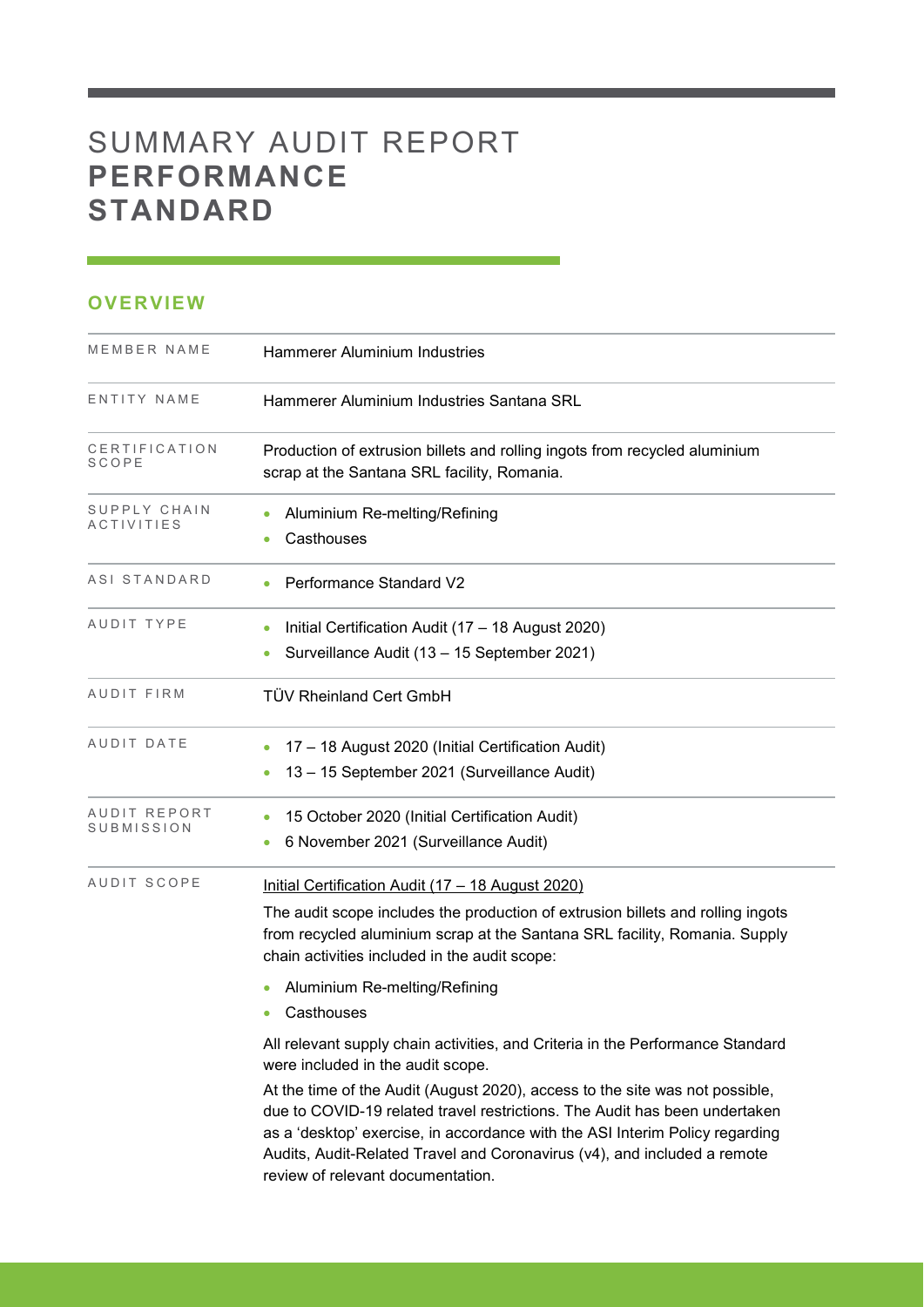# SUMMARY AUDIT REPORT **PERFORMANCE STANDARD**

## OVERVIEW

| | |
|---|---|
| MEMBER NAME | Hammerer Aluminium Industries |
| ENTITY NAME | Hammerer Aluminium Industries Santana SRL |
| CERTIFICATION SCOPE | Production of extrusion billets and rolling ingots from recycled aluminium scrap at the Santana SRL facility, Romania. |
| SUPPLY CHAIN ACTIVITIES | • Aluminium Re-melting/Refining<br>• Casthouses |
| ASI STANDARD | • Performance Standard V2 |
| AUDIT TYPE | • Initial Certification Audit (17 – 18 August 2020)<br>• Surveillance Audit (13 – 15 September 2021) |
| AUDIT FIRM | TÜV Rheinland Cert GmbH |
| AUDIT DATE | • 17 – 18 August 2020 (Initial Certification Audit)<br>• 13 – 15 September 2021 (Surveillance Audit) |
| AUDIT REPORT SUBMISSION | • 15 October 2020 (Initial Certification Audit)<br>• 6 November 2021 (Surveillance Audit) |
| AUDIT SCOPE | <u>Initial Certification Audit (17 – 18 August 2020)</u><br>The audit scope includes the production of extrusion billets and rolling ingots from recycled aluminium scrap at the Santana SRL facility, Romania. Supply chain activities included in the audit scope:<br>• Aluminium Re-melting/Refining<br>• Casthouses<br>All relevant supply chain activities, and Criteria in the Performance Standard were included in the audit scope.<br>At the time of the Audit (August 2020), access to the site was not possible, due to COVID-19 related travel restrictions. The Audit has been undertaken as a 'desktop' exercise, in accordance with the ASI Interim Policy regarding Audits, Audit-Related Travel and Coronavirus (v4), and included a remote review of relevant documentation. |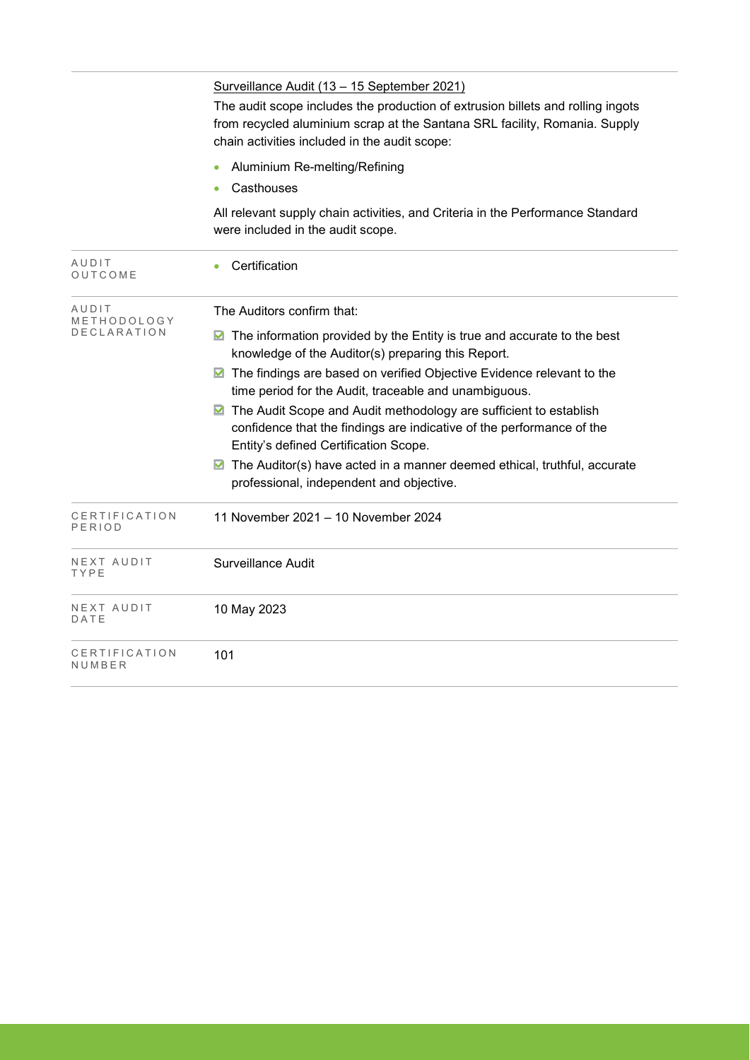| | |
|---|---|
| | <u>Surveillance Audit (13 – 15 September 2021)</u><br>The audit scope includes the production of extrusion billets and rolling ingots from recycled aluminium scrap at the Santana SRL facility, Romania. Supply chain activities included in the audit scope:<br>• Aluminium Re-melting/Refining<br>• Casthouses<br>All relevant supply chain activities, and Criteria in the Performance Standard were included in the audit scope. |
| AUDIT OUTCOME | • Certification |
| AUDIT METHODOLOGY DECLARATION | The Auditors confirm that:<br>☑ The information provided by the Entity is true and accurate to the best knowledge of the Auditor(s) preparing this Report.<br>☑ The findings are based on verified Objective Evidence relevant to the time period for the Audit, traceable and unambiguous.<br>☑ The Audit Scope and Audit methodology are sufficient to establish confidence that the findings are indicative of the performance of the Entity's defined Certification Scope.<br>☑ The Auditor(s) have acted in a manner deemed ethical, truthful, accurate professional, independent and objective. |
| CERTIFICATION PERIOD | 11 November 2021 – 10 November 2024 |
| NEXT AUDIT TYPE | Surveillance Audit |
| NEXT AUDIT DATE | 10 May 2023 |
| CERTIFICATION NUMBER | 101 |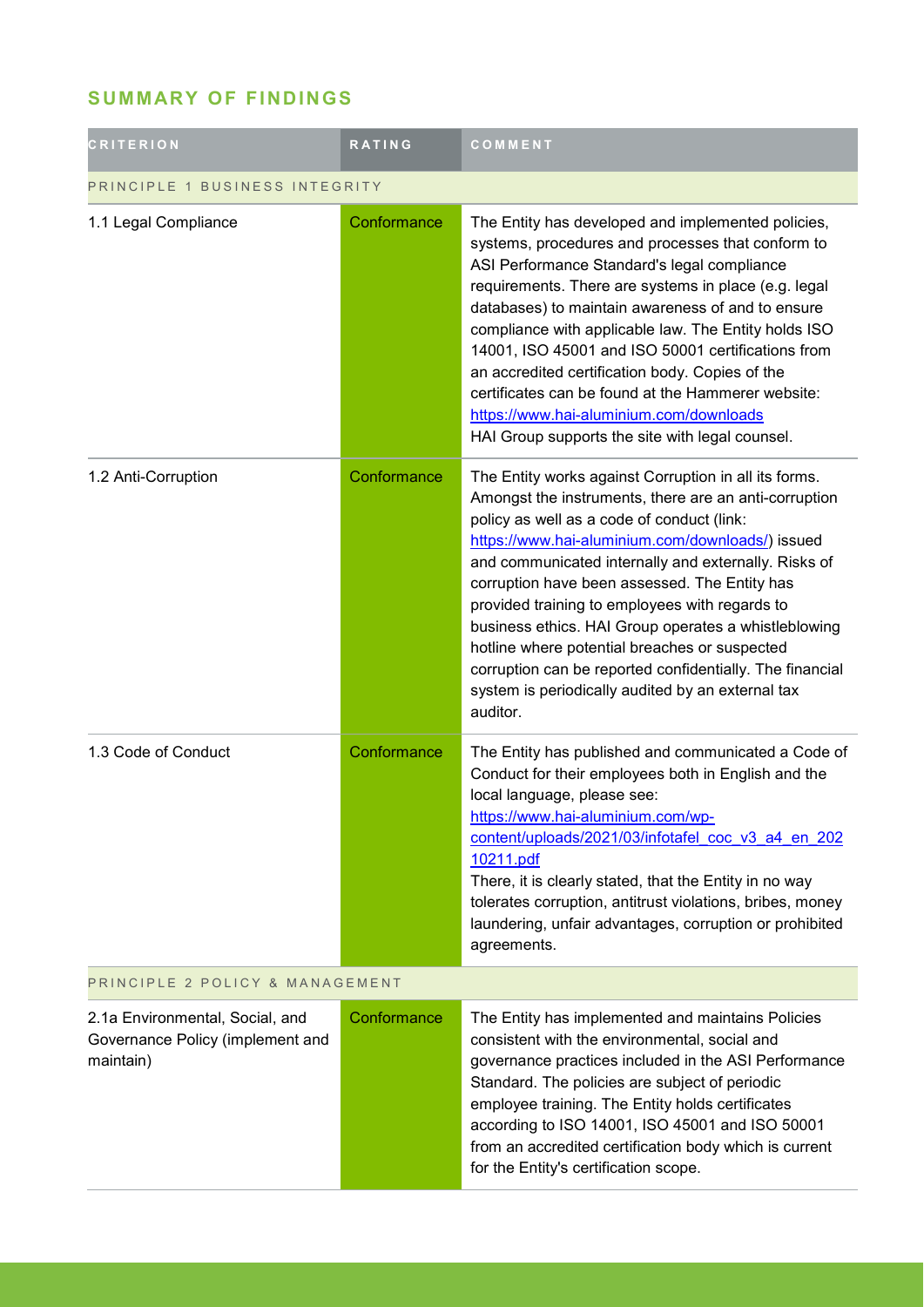## SUMMARY OF FINDINGS

| CRITERION | RATING | COMMENT |
|---|---|---|
| PRINCIPLE 1 BUSINESS INTEGRITY | | |
| 1.1 Legal Compliance | Conformance | The Entity has developed and implemented policies, systems, procedures and processes that conform to ASI Performance Standard's legal compliance requirements. There are systems in place (e.g. legal databases) to maintain awareness of and to ensure compliance with applicable law. The Entity holds ISO 14001, ISO 45001 and ISO 50001 certifications from an accredited certification body. Copies of the certificates can be found at the Hammerer website: https://www.hai-aluminium.com/downloads<br>HAI Group supports the site with legal counsel. |
| 1.2 Anti-Corruption | Conformance | The Entity works against Corruption in all its forms. Amongst the instruments, there are an anti-corruption policy as well as a code of conduct (link: https://www.hai-aluminium.com/downloads/) issued and communicated internally and externally. Risks of corruption have been assessed. The Entity has provided training to employees with regards to business ethics. HAI Group operates a whistleblowing hotline where potential breaches or suspected corruption can be reported confidentially. The financial system is periodically audited by an external tax auditor. |
| 1.3 Code of Conduct | Conformance | The Entity has published and communicated a Code of Conduct for their employees both in English and the local language, please see: https://www.hai-aluminium.com/wp-content/uploads/2021/03/infotafel_coc_v3_a4_en_20210211.pdf<br>There, it is clearly stated, that the Entity in no way tolerates corruption, antitrust violations, bribes, money laundering, unfair advantages, corruption or prohibited agreements. |
| PRINCIPLE 2 POLICY & MANAGEMENT | | |
| 2.1a Environmental, Social, and Governance Policy (implement and maintain) | Conformance | The Entity has implemented and maintains Policies consistent with the environmental, social and governance practices included in the ASI Performance Standard. The policies are subject of periodic employee training. The Entity holds certificates according to ISO 14001, ISO 45001 and ISO 50001 from an accredited certification body which is current for the Entity's certification scope. |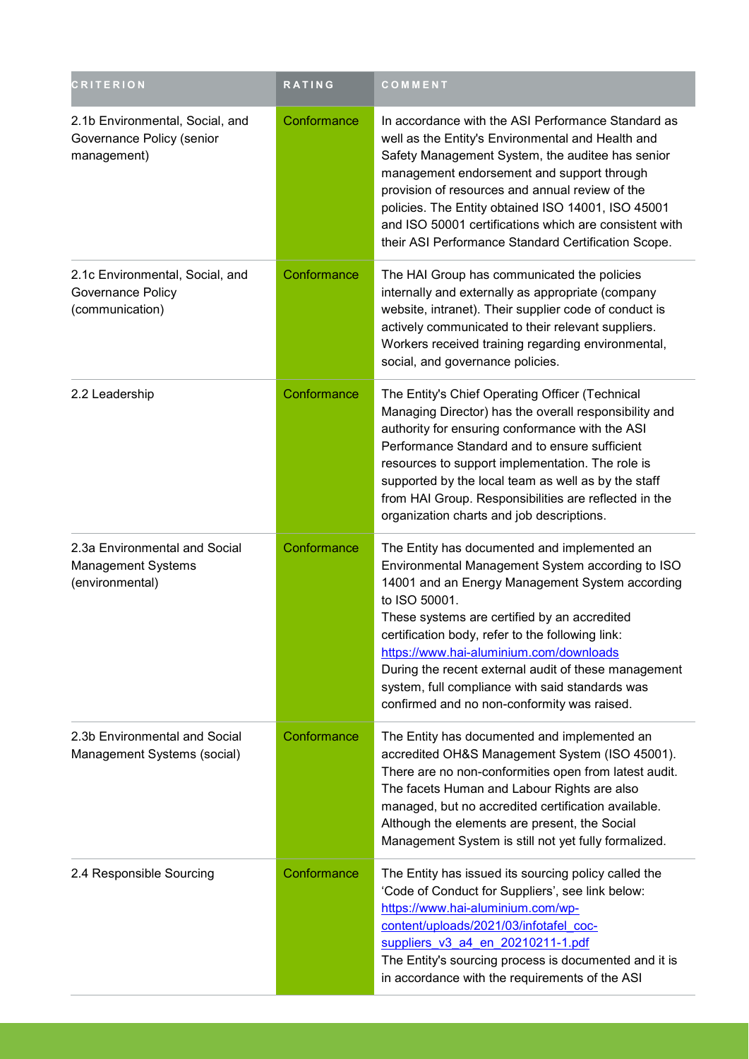| CRITERION | RATING | COMMENT |
| --- | --- | --- |
| 2.1b Environmental, Social, and Governance Policy (senior management) | Conformance | In accordance with the ASI Performance Standard as well as the Entity's Environmental and Health and Safety Management System, the auditee has senior management endorsement and support through provision of resources and annual review of the policies. The Entity obtained ISO 14001, ISO 45001 and ISO 50001 certifications which are consistent with their ASI Performance Standard Certification Scope. |
| 2.1c Environmental, Social, and Governance Policy (communication) | Conformance | The HAI Group has communicated the policies internally and externally as appropriate (company website, intranet). Their supplier code of conduct is actively communicated to their relevant suppliers. Workers received training regarding environmental, social, and governance policies. |
| 2.2 Leadership | Conformance | The Entity's Chief Operating Officer (Technical Managing Director) has the overall responsibility and authority for ensuring conformance with the ASI Performance Standard and to ensure sufficient resources to support implementation. The role is supported by the local team as well as by the staff from HAI Group. Responsibilities are reflected in the organization charts and job descriptions. |
| 2.3a Environmental and Social Management Systems (environmental) | Conformance | The Entity has documented and implemented an Environmental Management System according to ISO 14001 and an Energy Management System according to ISO 50001.<br>These systems are certified by an accredited certification body, refer to the following link: https://www.hai-aluminium.com/downloads<br>During the recent external audit of these management system, full compliance with said standards was confirmed and no non-conformity was raised. |
| 2.3b Environmental and Social Management Systems (social) | Conformance | The Entity has documented and implemented an accredited OH&S Management System (ISO 45001). There are no non-conformities open from latest audit. The facets Human and Labour Rights are also managed, but no accredited certification available. Although the elements are present, the Social Management System is still not yet fully formalized. |
| 2.4 Responsible Sourcing | Conformance | The Entity has issued its sourcing policy called the 'Code of Conduct for Suppliers', see link below: https://www.hai-aluminium.com/wp-content/uploads/2021/03/infotafel_coc-suppliers_v3_a4_en_20210211-1.pdf<br>The Entity's sourcing process is documented and it is in accordance with the requirements of the ASI |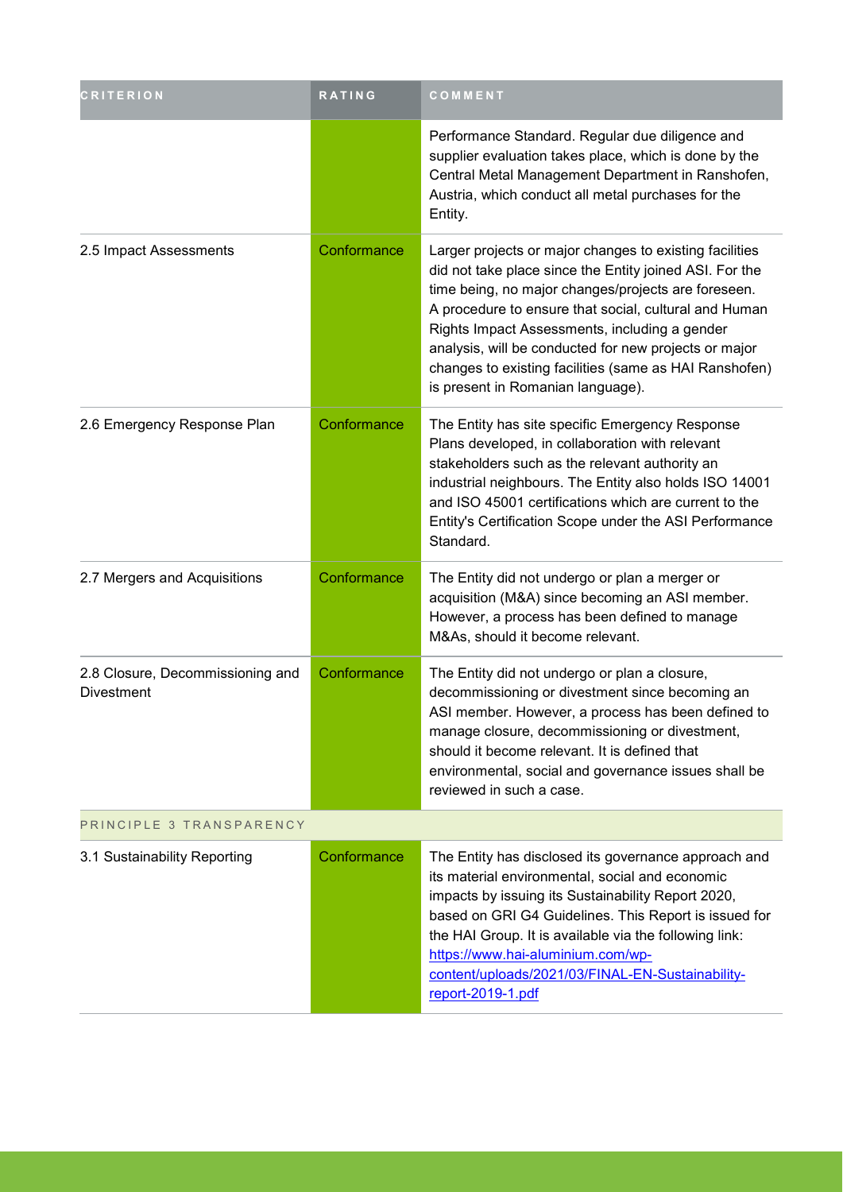| CRITERION | RATING | COMMENT |
| --- | --- | --- |
| | | Performance Standard. Regular due diligence and supplier evaluation takes place, which is done by the Central Metal Management Department in Ranshofen, Austria, which conduct all metal purchases for the Entity. |
| 2.5 Impact Assessments | Conformance | Larger projects or major changes to existing facilities did not take place since the Entity joined ASI. For the time being, no major changes/projects are foreseen. A procedure to ensure that social, cultural and Human Rights Impact Assessments, including a gender analysis, will be conducted for new projects or major changes to existing facilities (same as HAI Ranshofen) is present in Romanian language). |
| 2.6 Emergency Response Plan | Conformance | The Entity has site specific Emergency Response Plans developed, in collaboration with relevant stakeholders such as the relevant authority an industrial neighbours. The Entity also holds ISO 14001 and ISO 45001 certifications which are current to the Entity's Certification Scope under the ASI Performance Standard. |
| 2.7 Mergers and Acquisitions | Conformance | The Entity did not undergo or plan a merger or acquisition (M&A) since becoming an ASI member. However, a process has been defined to manage M&As, should it become relevant. |
| 2.8 Closure, Decommissioning and Divestment | Conformance | The Entity did not undergo or plan a closure, decommissioning or divestment since becoming an ASI member. However, a process has been defined to manage closure, decommissioning or divestment, should it become relevant. It is defined that environmental, social and governance issues shall be reviewed in such a case. |
| PRINCIPLE 3 TRANSPARENCY | | |
| 3.1 Sustainability Reporting | Conformance | The Entity has disclosed its governance approach and its material environmental, social and economic impacts by issuing its Sustainability Report 2020, based on GRI G4 Guidelines. This Report is issued for the HAI Group. It is available via the following link: [https://www.hai-aluminium.com/wp-content/uploads/2021/03/FINAL-EN-Sustainability-report-2019-1.pdf](https://www.hai-aluminium.com/wp-content/uploads/2021/03/FINAL-EN-Sustainability-report-2019-1.pdf) |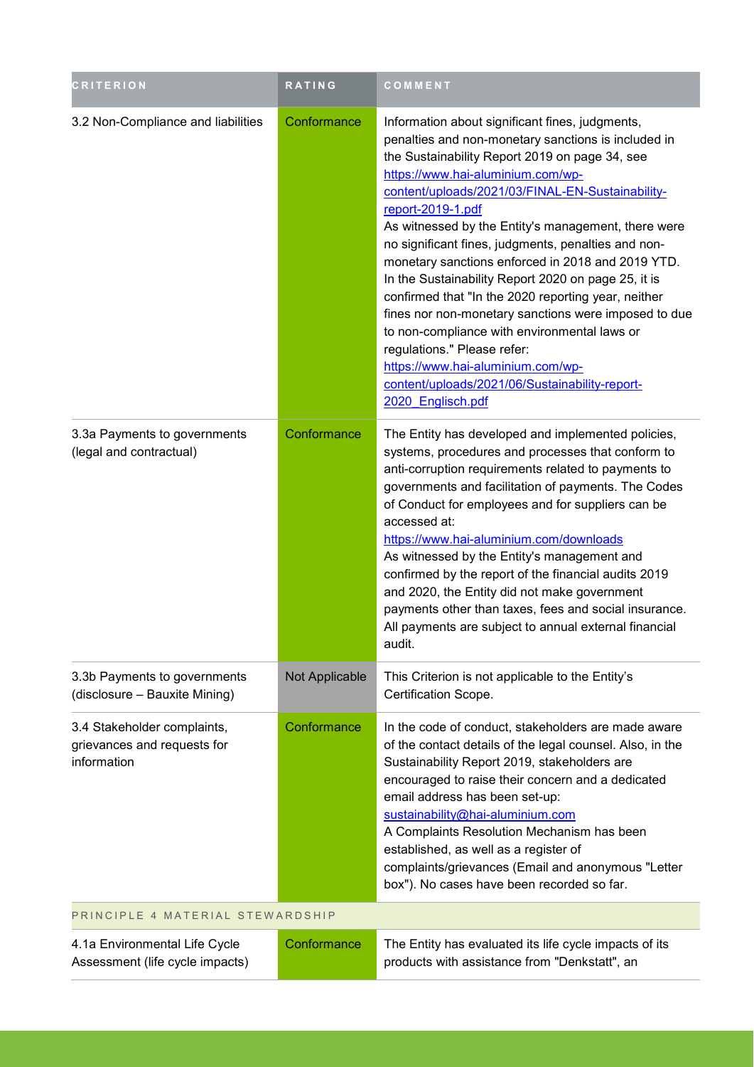| CRITERION | RATING | COMMENT |
| --- | --- | --- |
| 3.2 Non-Compliance and liabilities | Conformance | Information about significant fines, judgments, penalties and non-monetary sanctions is included in the Sustainability Report 2019 on page 34, see https://www.hai-aluminium.com/wp-content/uploads/2021/03/FINAL-EN-Sustainability-report-2019-1.pdf<br>As witnessed by the Entity's management, there were no significant fines, judgments, penalties and non-monetary sanctions enforced in 2018 and 2019 YTD. In the Sustainability Report 2020 on page 25, it is confirmed that "In the 2020 reporting year, neither fines nor non-monetary sanctions were imposed to due to non-compliance with environmental laws or regulations." Please refer: https://www.hai-aluminium.com/wp-content/uploads/2021/06/Sustainability-report-2020_Englisch.pdf |
| 3.3a Payments to governments (legal and contractual) | Conformance | The Entity has developed and implemented policies, systems, procedures and processes that conform to anti-corruption requirements related to payments to governments and facilitation of payments. The Codes of Conduct for employees and for suppliers can be accessed at: https://www.hai-aluminium.com/downloads<br>As witnessed by the Entity's management and confirmed by the report of the financial audits 2019 and 2020, the Entity did not make government payments other than taxes, fees and social insurance. All payments are subject to annual external financial audit. |
| 3.3b Payments to governments (disclosure – Bauxite Mining) | Not Applicable | This Criterion is not applicable to the Entity's Certification Scope. |
| 3.4 Stakeholder complaints, grievances and requests for information | Conformance | In the code of conduct, stakeholders are made aware of the contact details of the legal counsel. Also, in the Sustainability Report 2019, stakeholders are encouraged to raise their concern and a dedicated email address has been set-up: sustainability@hai-aluminium.com<br>A Complaints Resolution Mechanism has been established, as well as a register of complaints/grievances (Email and anonymous "Letter box"). No cases have been recorded so far. |
| PRINCIPLE 4 MATERIAL STEWARDSHIP | | |
| 4.1a Environmental Life Cycle Assessment (life cycle impacts) | Conformance | The Entity has evaluated its life cycle impacts of its products with assistance from "Denkstatt", an |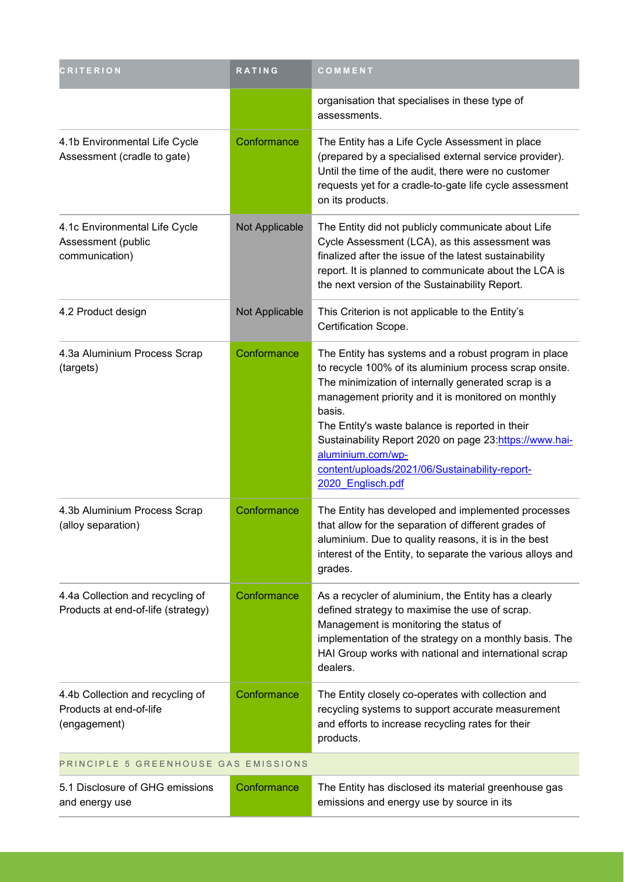| CRITERION | RATING | COMMENT |
| --- | --- | --- |
| | | organisation that specialises in these type of assessments. |
| 4.1b Environmental Life Cycle Assessment (cradle to gate) | Conformance | The Entity has a Life Cycle Assessment in place (prepared by a specialised external service provider). Until the time of the audit, there were no customer requests yet for a cradle-to-gate life cycle assessment on its products. |
| 4.1c Environmental Life Cycle Assessment (public communication) | Not Applicable | The Entity did not publicly communicate about Life Cycle Assessment (LCA), as this assessment was finalized after the issue of the latest sustainability report. It is planned to communicate about the LCA is the next version of the Sustainability Report. |
| 4.2 Product design | Not Applicable | This Criterion is not applicable to the Entity's Certification Scope. |
| 4.3a Aluminium Process Scrap (targets) | Conformance | The Entity has systems and a robust program in place to recycle 100% of its aluminium process scrap onsite. The minimization of internally generated scrap is a management priority and it is monitored on monthly basis.<br>The Entity's waste balance is reported in their Sustainability Report 2020 on page 23:https://www.hai-aluminium.com/wp-content/uploads/2021/06/Sustainability-report-2020_Englisch.pdf |
| 4.3b Aluminium Process Scrap (alloy separation) | Conformance | The Entity has developed and implemented processes that allow for the separation of different grades of aluminium. Due to quality reasons, it is in the best interest of the Entity, to separate the various alloys and grades. |
| 4.4a Collection and recycling of Products at end-of-life (strategy) | Conformance | As a recycler of aluminium, the Entity has a clearly defined strategy to maximise the use of scrap. Management is monitoring the status of implementation of the strategy on a monthly basis. The HAI Group works with national and international scrap dealers. |
| 4.4b Collection and recycling of Products at end-of-life (engagement) | Conformance | The Entity closely co-operates with collection and recycling systems to support accurate measurement and efforts to increase recycling rates for their products. |
| PRINCIPLE 5 GREENHOUSE GAS EMISSIONS | | |
| 5.1 Disclosure of GHG emissions and energy use | Conformance | The Entity has disclosed its material greenhouse gas emissions and energy use by source in its |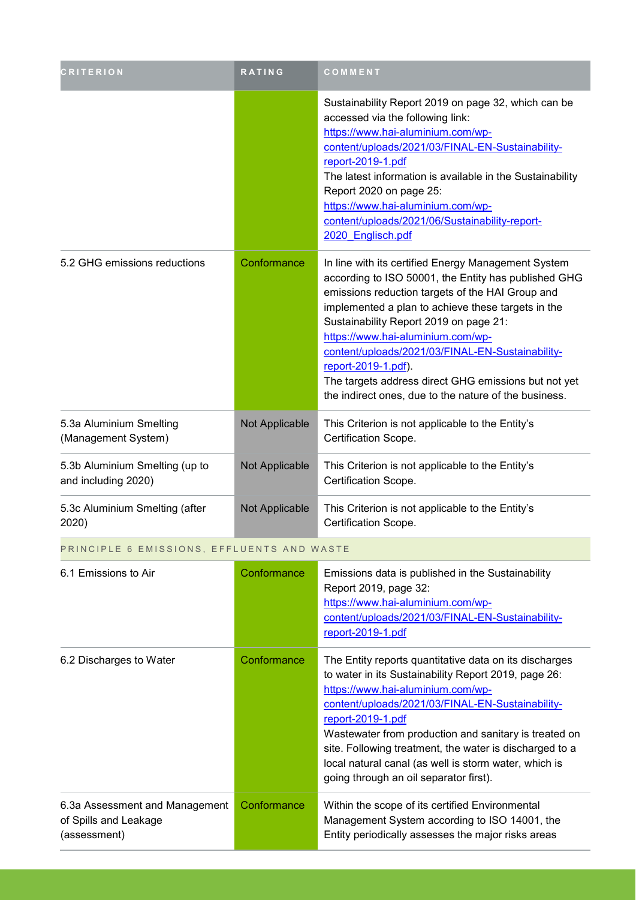| CRITERION | RATING | COMMENT |
|---|---|---|
| | | Sustainability Report 2019 on page 32, which can be accessed via the following link: https://www.hai-aluminium.com/wp-content/uploads/2021/03/FINAL-EN-Sustainability-report-2019-1.pdf<br>The latest information is available in the Sustainability Report 2020 on page 25: https://www.hai-aluminium.com/wp-content/uploads/2021/06/Sustainability-report-2020_Englisch.pdf |
| 5.2 GHG emissions reductions | Conformance | In line with its certified Energy Management System according to ISO 50001, the Entity has published GHG emissions reduction targets of the HAI Group and implemented a plan to achieve these targets in the Sustainability Report 2019 on page 21: https://www.hai-aluminium.com/wp-content/uploads/2021/03/FINAL-EN-Sustainability-report-2019-1.pdf).<br>The targets address direct GHG emissions but not yet the indirect ones, due to the nature of the business. |
| 5.3a Aluminium Smelting (Management System) | Not Applicable | This Criterion is not applicable to the Entity's Certification Scope. |
| 5.3b Aluminium Smelting (up to and including 2020) | Not Applicable | This Criterion is not applicable to the Entity's Certification Scope. |
| 5.3c Aluminium Smelting (after 2020) | Not Applicable | This Criterion is not applicable to the Entity's Certification Scope. |
| **PRINCIPLE 6 EMISSIONS, EFFLUENTS AND WASTE** | | |
| 6.1 Emissions to Air | Conformance | Emissions data is published in the Sustainability Report 2019, page 32: https://www.hai-aluminium.com/wp-content/uploads/2021/03/FINAL-EN-Sustainability-report-2019-1.pdf |
| 6.2 Discharges to Water | Conformance | The Entity reports quantitative data on its discharges to water in its Sustainability Report 2019, page 26: https://www.hai-aluminium.com/wp-content/uploads/2021/03/FINAL-EN-Sustainability-report-2019-1.pdf<br>Wastewater from production and sanitary is treated on site. Following treatment, the water is discharged to a local natural canal (as well is storm water, which is going through an oil separator first). |
| 6.3a Assessment and Management of Spills and Leakage (assessment) | Conformance | Within the scope of its certified Environmental Management System according to ISO 14001, the Entity periodically assesses the major risks areas |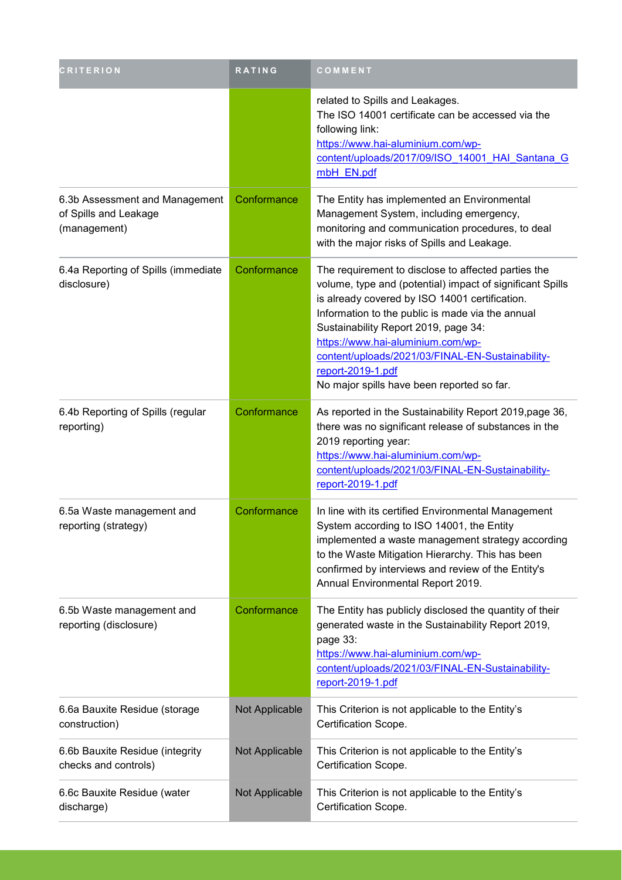| CRITERION | RATING | COMMENT |
| --- | --- | --- |
| | | related to Spills and Leakages.<br>The ISO 14001 certificate can be accessed via the following link:<br>https://www.hai-aluminium.com/wp-content/uploads/2017/09/ISO_14001_HAI_Santana_GmbH_EN.pdf |
| 6.3b Assessment and Management of Spills and Leakage (management) | Conformance | The Entity has implemented an Environmental Management System, including emergency, monitoring and communication procedures, to deal with the major risks of Spills and Leakage. |
| 6.4a Reporting of Spills (immediate disclosure) | Conformance | The requirement to disclose to affected parties the volume, type and (potential) impact of significant Spills is already covered by ISO 14001 certification.<br>Information to the public is made via the annual Sustainability Report 2019, page 34:<br>https://www.hai-aluminium.com/wp-content/uploads/2021/03/FINAL-EN-Sustainability-report-2019-1.pdf<br>No major spills have been reported so far. |
| 6.4b Reporting of Spills (regular reporting) | Conformance | As reported in the Sustainability Report 2019,page 36, there was no significant release of substances in the 2019 reporting year:<br>https://www.hai-aluminium.com/wp-content/uploads/2021/03/FINAL-EN-Sustainability-report-2019-1.pdf |
| 6.5a Waste management and reporting (strategy) | Conformance | In line with its certified Environmental Management System according to ISO 14001, the Entity implemented a waste management strategy according to the Waste Mitigation Hierarchy. This has been confirmed by interviews and review of the Entity's Annual Environmental Report 2019. |
| 6.5b Waste management and reporting (disclosure) | Conformance | The Entity has publicly disclosed the quantity of their generated waste in the Sustainability Report 2019, page 33:<br>https://www.hai-aluminium.com/wp-content/uploads/2021/03/FINAL-EN-Sustainability-report-2019-1.pdf |
| 6.6a Bauxite Residue (storage construction) | Not Applicable | This Criterion is not applicable to the Entity's Certification Scope. |
| 6.6b Bauxite Residue (integrity checks and controls) | Not Applicable | This Criterion is not applicable to the Entity's Certification Scope. |
| 6.6c Bauxite Residue (water discharge) | Not Applicable | This Criterion is not applicable to the Entity's Certification Scope. |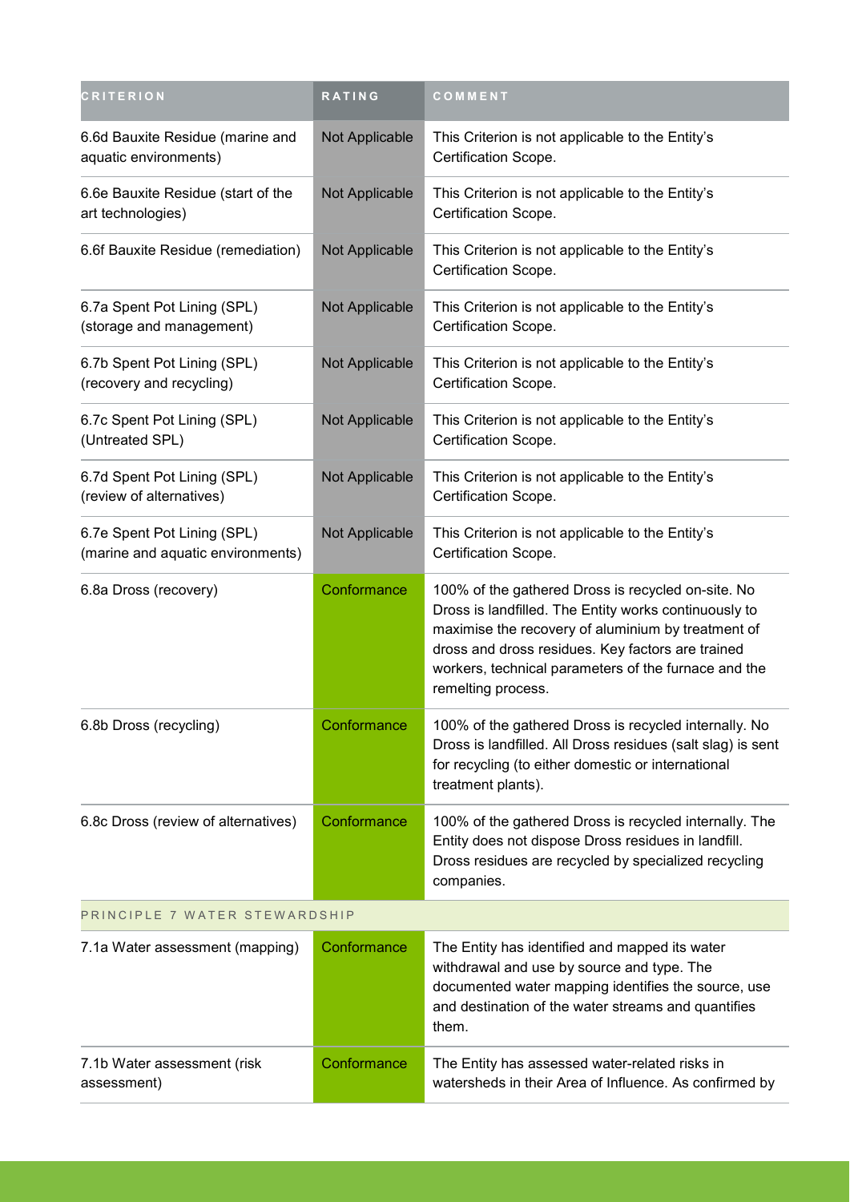| CRITERION | RATING | COMMENT |
| --- | --- | --- |
| 6.6d Bauxite Residue (marine and aquatic environments) | Not Applicable | This Criterion is not applicable to the Entity's Certification Scope. |
| 6.6e Bauxite Residue (start of the art technologies) | Not Applicable | This Criterion is not applicable to the Entity's Certification Scope. |
| 6.6f Bauxite Residue (remediation) | Not Applicable | This Criterion is not applicable to the Entity's Certification Scope. |
| 6.7a Spent Pot Lining (SPL) (storage and management) | Not Applicable | This Criterion is not applicable to the Entity's Certification Scope. |
| 6.7b Spent Pot Lining (SPL) (recovery and recycling) | Not Applicable | This Criterion is not applicable to the Entity's Certification Scope. |
| 6.7c Spent Pot Lining (SPL) (Untreated SPL) | Not Applicable | This Criterion is not applicable to the Entity's Certification Scope. |
| 6.7d Spent Pot Lining (SPL) (review of alternatives) | Not Applicable | This Criterion is not applicable to the Entity's Certification Scope. |
| 6.7e Spent Pot Lining (SPL) (marine and aquatic environments) | Not Applicable | This Criterion is not applicable to the Entity's Certification Scope. |
| 6.8a Dross (recovery) | Conformance | 100% of the gathered Dross is recycled on-site. No Dross is landfilled. The Entity works continuously to maximise the recovery of aluminium by treatment of dross and dross residues. Key factors are trained workers, technical parameters of the furnace and the remelting process. |
| 6.8b Dross (recycling) | Conformance | 100% of the gathered Dross is recycled internally. No Dross is landfilled. All Dross residues (salt slag) is sent for recycling (to either domestic or international treatment plants). |
| 6.8c Dross (review of alternatives) | Conformance | 100% of the gathered Dross is recycled internally. The Entity does not dispose Dross residues in landfill. Dross residues are recycled by specialized recycling companies. |
| PRINCIPLE 7 WATER STEWARDSHIP | | |
| 7.1a Water assessment (mapping) | Conformance | The Entity has identified and mapped its water withdrawal and use by source and type. The documented water mapping identifies the source, use and destination of the water streams and quantifies them. |
| 7.1b Water assessment (risk assessment) | Conformance | The Entity has assessed water-related risks in watersheds in their Area of Influence. As confirmed by |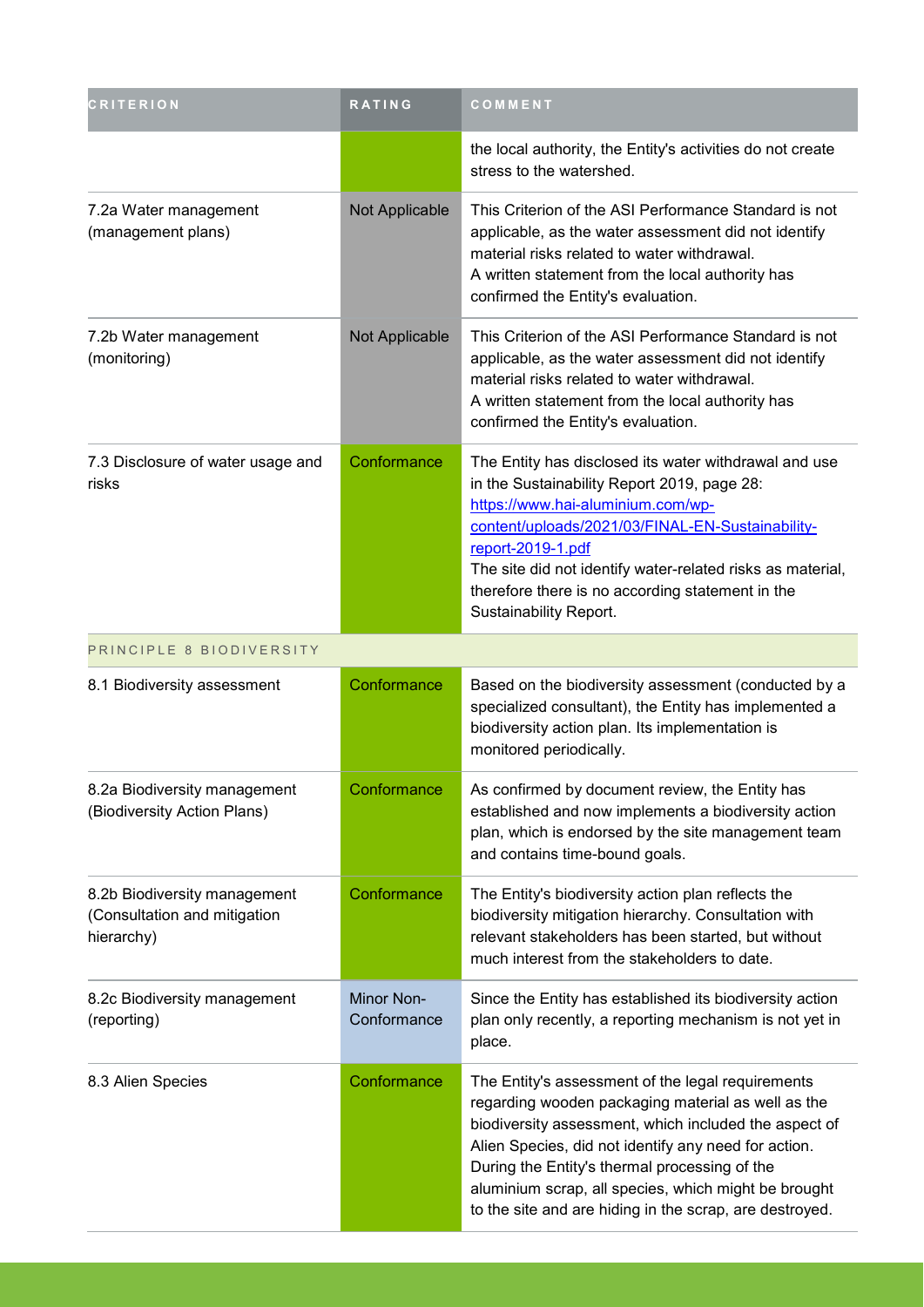| CRITERION | RATING | COMMENT |
| --- | --- | --- |
| | | the local authority, the Entity's activities do not create stress to the watershed. |
| 7.2a Water management (management plans) | Not Applicable | This Criterion of the ASI Performance Standard is not applicable, as the water assessment did not identify material risks related to water withdrawal.<br>A written statement from the local authority has confirmed the Entity's evaluation. |
| 7.2b Water management (monitoring) | Not Applicable | This Criterion of the ASI Performance Standard is not applicable, as the water assessment did not identify material risks related to water withdrawal.<br>A written statement from the local authority has confirmed the Entity's evaluation. |
| 7.3 Disclosure of water usage and risks | Conformance | The Entity has disclosed its water withdrawal and use in the Sustainability Report 2019, page 28: https://www.hai-aluminium.com/wp-content/uploads/2021/03/FINAL-EN-Sustainability-report-2019-1.pdf<br>The site did not identify water-related risks as material, therefore there is no according statement in the Sustainability Report. |
| PRINCIPLE 8 BIODIVERSITY | | |
| 8.1 Biodiversity assessment | Conformance | Based on the biodiversity assessment (conducted by a specialized consultant), the Entity has implemented a biodiversity action plan. Its implementation is monitored periodically. |
| 8.2a Biodiversity management (Biodiversity Action Plans) | Conformance | As confirmed by document review, the Entity has established and now implements a biodiversity action plan, which is endorsed by the site management team and contains time-bound goals. |
| 8.2b Biodiversity management (Consultation and mitigation hierarchy) | Conformance | The Entity's biodiversity action plan reflects the biodiversity mitigation hierarchy. Consultation with relevant stakeholders has been started, but without much interest from the stakeholders to date. |
| 8.2c Biodiversity management (reporting) | Minor Non-Conformance | Since the Entity has established its biodiversity action plan only recently, a reporting mechanism is not yet in place. |
| 8.3 Alien Species | Conformance | The Entity's assessment of the legal requirements regarding wooden packaging material as well as the biodiversity assessment, which included the aspect of Alien Species, did not identify any need for action.<br>During the Entity's thermal processing of the aluminium scrap, all species, which might be brought to the site and are hiding in the scrap, are destroyed. |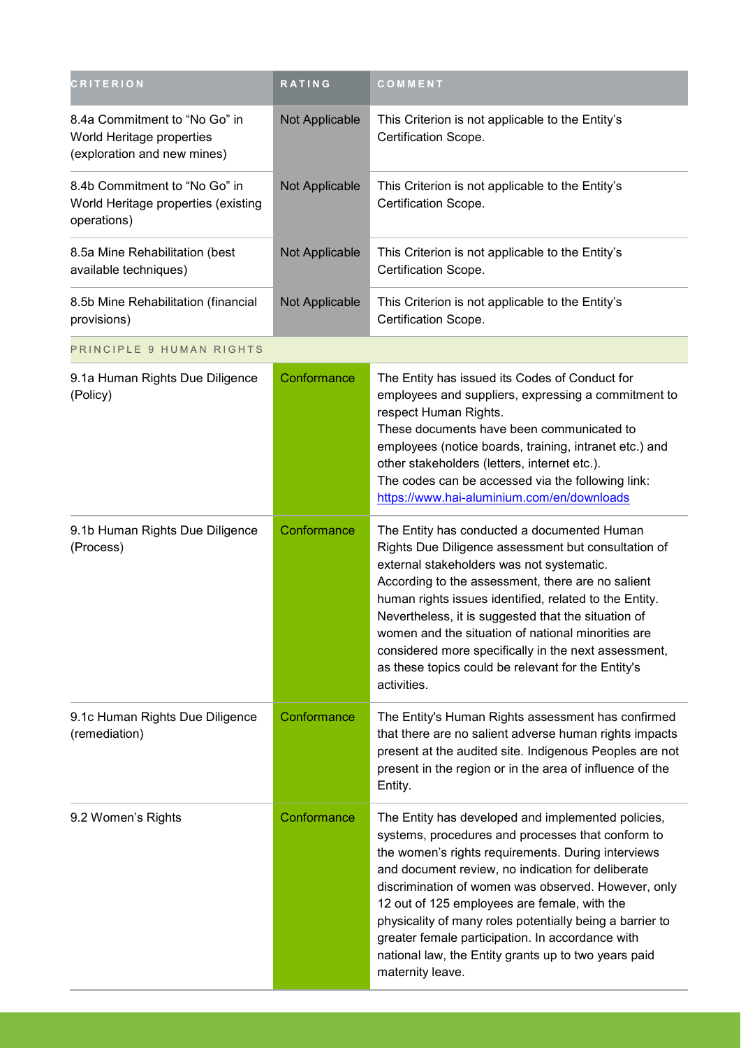| CRITERION | RATING | COMMENT |
| --- | --- | --- |
| 8.4a Commitment to “No Go” in World Heritage properties (exploration and new mines) | Not Applicable | This Criterion is not applicable to the Entity’s Certification Scope. |
| 8.4b Commitment to “No Go” in World Heritage properties (existing operations) | Not Applicable | This Criterion is not applicable to the Entity’s Certification Scope. |
| 8.5a Mine Rehabilitation (best available techniques) | Not Applicable | This Criterion is not applicable to the Entity’s Certification Scope. |
| 8.5b Mine Rehabilitation (financial provisions) | Not Applicable | This Criterion is not applicable to the Entity’s Certification Scope. |
| PRINCIPLE 9 HUMAN RIGHTS | | |
| 9.1a Human Rights Due Diligence (Policy) | Conformance | The Entity has issued its Codes of Conduct for employees and suppliers, expressing a commitment to respect Human Rights.<br>These documents have been communicated to employees (notice boards, training, intranet etc.) and other stakeholders (letters, internet etc.).<br>The codes can be accessed via the following link: https://www.hai-aluminium.com/en/downloads |
| 9.1b Human Rights Due Diligence (Process) | Conformance | The Entity has conducted a documented Human Rights Due Diligence assessment but consultation of external stakeholders was not systematic.<br>According to the assessment, there are no salient human rights issues identified, related to the Entity. Nevertheless, it is suggested that the situation of women and the situation of national minorities are considered more specifically in the next assessment, as these topics could be relevant for the Entity's activities. |
| 9.1c Human Rights Due Diligence (remediation) | Conformance | The Entity's Human Rights assessment has confirmed that there are no salient adverse human rights impacts present at the audited site. Indigenous Peoples are not present in the region or in the area of influence of the Entity. |
| 9.2 Women’s Rights | Conformance | The Entity has developed and implemented policies, systems, procedures and processes that conform to the women’s rights requirements. During interviews and document review, no indication for deliberate discrimination of women was observed. However, only 12 out of 125 employees are female, with the physicality of many roles potentially being a barrier to greater female participation. In accordance with national law, the Entity grants up to two years paid maternity leave. |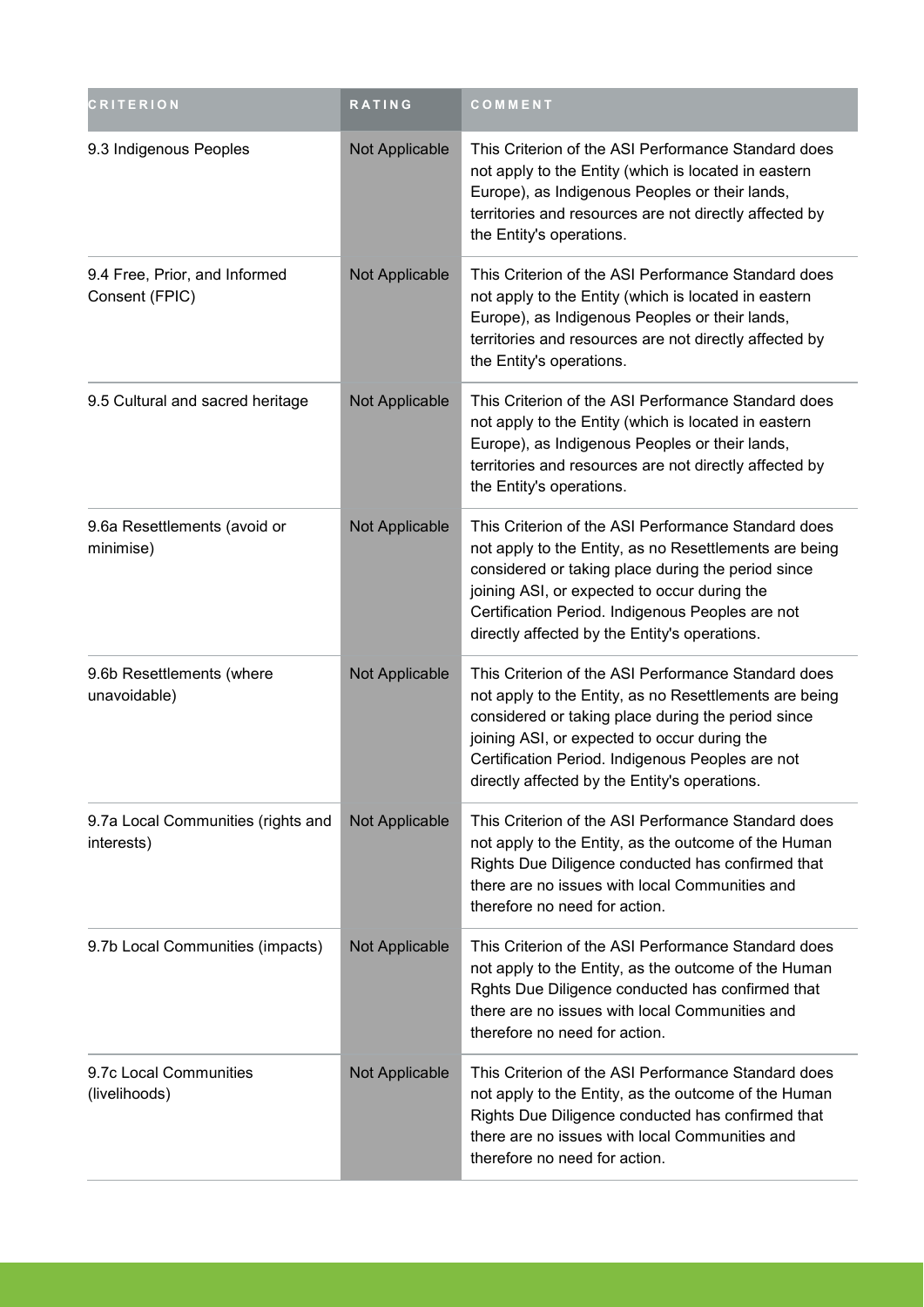| CRITERION | RATING | COMMENT |
| --- | --- | --- |
| 9.3 Indigenous Peoples | Not Applicable | This Criterion of the ASI Performance Standard does not apply to the Entity (which is located in eastern Europe), as Indigenous Peoples or their lands, territories and resources are not directly affected by the Entity's operations. |
| 9.4 Free, Prior, and Informed Consent (FPIC) | Not Applicable | This Criterion of the ASI Performance Standard does not apply to the Entity (which is located in eastern Europe), as Indigenous Peoples or their lands, territories and resources are not directly affected by the Entity's operations. |
| 9.5 Cultural and sacred heritage | Not Applicable | This Criterion of the ASI Performance Standard does not apply to the Entity (which is located in eastern Europe), as Indigenous Peoples or their lands, territories and resources are not directly affected by the Entity's operations. |
| 9.6a Resettlements (avoid or minimise) | Not Applicable | This Criterion of the ASI Performance Standard does not apply to the Entity, as no Resettlements are being considered or taking place during the period since joining ASI, or expected to occur during the Certification Period. Indigenous Peoples are not directly affected by the Entity's operations. |
| 9.6b Resettlements (where unavoidable) | Not Applicable | This Criterion of the ASI Performance Standard does not apply to the Entity, as no Resettlements are being considered or taking place during the period since joining ASI, or expected to occur during the Certification Period. Indigenous Peoples are not directly affected by the Entity's operations. |
| 9.7a Local Communities (rights and interests) | Not Applicable | This Criterion of the ASI Performance Standard does not apply to the Entity, as the outcome of the Human Rights Due Diligence conducted has confirmed that there are no issues with local Communities and therefore no need for action. |
| 9.7b Local Communities (impacts) | Not Applicable | This Criterion of the ASI Performance Standard does not apply to the Entity, as the outcome of the Human Rghts Due Diligence conducted has confirmed that there are no issues with local Communities and therefore no need for action. |
| 9.7c Local Communities (livelihoods) | Not Applicable | This Criterion of the ASI Performance Standard does not apply to the Entity, as the outcome of the Human Rights Due Diligence conducted has confirmed that there are no issues with local Communities and therefore no need for action. |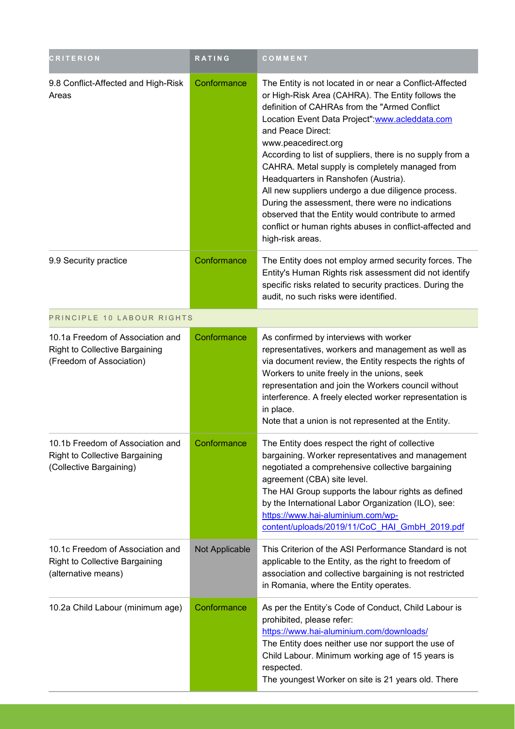| CRITERION | RATING | COMMENT |
| --- | --- | --- |
| 9.8 Conflict-Affected and High-Risk Areas | Conformance | The Entity is not located in or near a Conflict-Affected or High-Risk Area (CAHRA). The Entity follows the definition of CAHRAs from the "Armed Conflict Location Event Data Project":www.acleddata.com and Peace Direct: www.peacedirect.org<br>According to list of suppliers, there is no supply from a CAHRA. Metal supply is completely managed from Headquarters in Ranshofen (Austria).<br>All new suppliers undergo a due diligence process. During the assessment, there were no indications observed that the Entity would contribute to armed conflict or human rights abuses in conflict-affected and high-risk areas. |
| 9.9 Security practice | Conformance | The Entity does not employ armed security forces. The Entity's Human Rights risk assessment did not identify specific risks related to security practices. During the audit, no such risks were identified. |
| PRINCIPLE 10 LABOUR RIGHTS | | |
| 10.1a Freedom of Association and Right to Collective Bargaining (Freedom of Association) | Conformance | As confirmed by interviews with worker representatives, workers and management as well as via document review, the Entity respects the rights of Workers to unite freely in the unions, seek representation and join the Workers council without interference. A freely elected worker representation is in place.<br>Note that a union is not represented at the Entity. |
| 10.1b Freedom of Association and Right to Collective Bargaining (Collective Bargaining) | Conformance | The Entity does respect the right of collective bargaining. Worker representatives and management negotiated a comprehensive collective bargaining agreement (CBA) site level.<br>The HAI Group supports the labour rights as defined by the International Labor Organization (ILO), see: https://www.hai-aluminium.com/wp-content/uploads/2019/11/CoC_HAI_GmbH_2019.pdf |
| 10.1c Freedom of Association and Right to Collective Bargaining (alternative means) | Not Applicable | This Criterion of the ASI Performance Standard is not applicable to the Entity, as the right to freedom of association and collective bargaining is not restricted in Romania, where the Entity operates. |
| 10.2a Child Labour (minimum age) | Conformance | As per the Entity's Code of Conduct, Child Labour is prohibited, please refer: https://www.hai-aluminium.com/downloads/<br>The Entity does neither use nor support the use of Child Labour. Minimum working age of 15 years is respected.<br>The youngest Worker on site is 21 years old. There |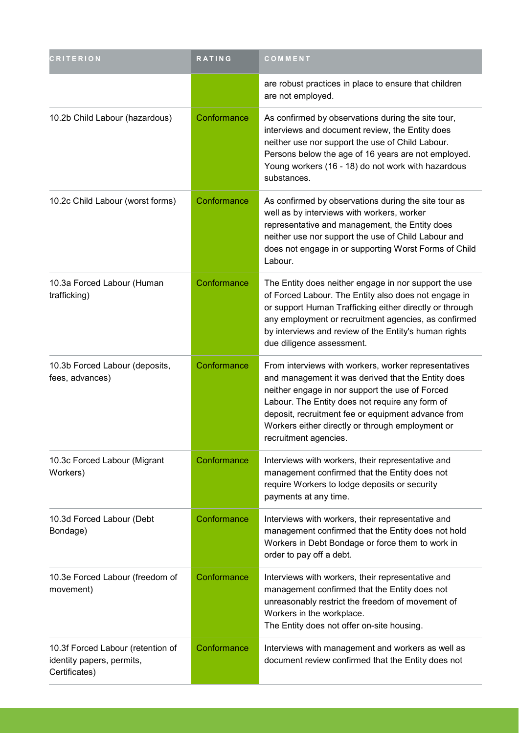| CRITERION | RATING | COMMENT |
| --- | --- | --- |
| | | are robust practices in place to ensure that children are not employed. |
| 10.2b Child Labour (hazardous) | Conformance | As confirmed by observations during the site tour, interviews and document review, the Entity does neither use nor support the use of Child Labour. Persons below the age of 16 years are not employed. Young workers (16 - 18) do not work with hazardous substances. |
| 10.2c Child Labour (worst forms) | Conformance | As confirmed by observations during the site tour as well as by interviews with workers, worker representative and management, the Entity does neither use nor support the use of Child Labour and does not engage in or supporting Worst Forms of Child Labour. |
| 10.3a Forced Labour (Human trafficking) | Conformance | The Entity does neither engage in nor support the use of Forced Labour. The Entity also does not engage in or support Human Trafficking either directly or through any employment or recruitment agencies, as confirmed by interviews and review of the Entity's human rights due diligence assessment. |
| 10.3b Forced Labour (deposits, fees, advances) | Conformance | From interviews with workers, worker representatives and management it was derived that the Entity does neither engage in nor support the use of Forced Labour. The Entity does not require any form of deposit, recruitment fee or equipment advance from Workers either directly or through employment or recruitment agencies. |
| 10.3c Forced Labour (Migrant Workers) | Conformance | Interviews with workers, their representative and management confirmed that the Entity does not require Workers to lodge deposits or security payments at any time. |
| 10.3d Forced Labour (Debt Bondage) | Conformance | Interviews with workers, their representative and management confirmed that the Entity does not hold Workers in Debt Bondage or force them to work in order to pay off a debt. |
| 10.3e Forced Labour (freedom of movement) | Conformance | Interviews with workers, their representative and management confirmed that the Entity does not unreasonably restrict the freedom of movement of Workers in the workplace.<br>The Entity does not offer on-site housing. |
| 10.3f Forced Labour (retention of identity papers, permits, Certificates) | Conformance | Interviews with management and workers as well as document review confirmed that the Entity does not |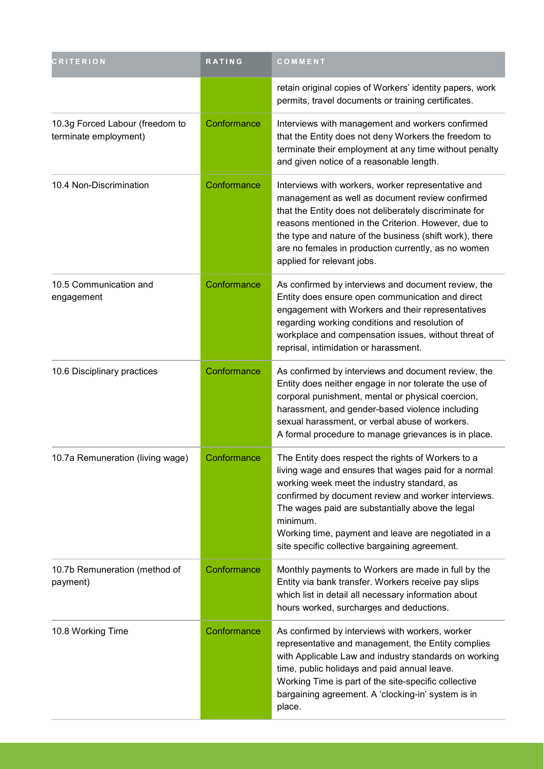| CRITERION | RATING | COMMENT |
| --- | --- | --- |
| | | retain original copies of Workers' identity papers, work permits, travel documents or training certificates. |
| 10.3g Forced Labour (freedom to terminate employment) | Conformance | Interviews with management and workers confirmed that the Entity does not deny Workers the freedom to terminate their employment at any time without penalty and given notice of a reasonable length. |
| 10.4 Non-Discrimination | Conformance | Interviews with workers, worker representative and management as well as document review confirmed that the Entity does not deliberately discriminate for reasons mentioned in the Criterion. However, due to the type and nature of the business (shift work), there are no females in production currently, as no women applied for relevant jobs. |
| 10.5 Communication and engagement | Conformance | As confirmed by interviews and document review, the Entity does ensure open communication and direct engagement with Workers and their representatives regarding working conditions and resolution of workplace and compensation issues, without threat of reprisal, intimidation or harassment. |
| 10.6 Disciplinary practices | Conformance | As confirmed by interviews and document review, the Entity does neither engage in nor tolerate the use of corporal punishment, mental or physical coercion, harassment, and gender-based violence including sexual harassment, or verbal abuse of workers. A formal procedure to manage grievances is in place. |
| 10.7a Remuneration (living wage) | Conformance | The Entity does respect the rights of Workers to a living wage and ensures that wages paid for a normal working week meet the industry standard, as confirmed by document review and worker interviews. The wages paid are substantially above the legal minimum. Working time, payment and leave are negotiated in a site specific collective bargaining agreement. |
| 10.7b Remuneration (method of payment) | Conformance | Monthly payments to Workers are made in full by the Entity via bank transfer. Workers receive pay slips which list in detail all necessary information about hours worked, surcharges and deductions. |
| 10.8 Working Time | Conformance | As confirmed by interviews with workers, worker representative and management, the Entity complies with Applicable Law and industry standards on working time, public holidays and paid annual leave. Working Time is part of the site-specific collective bargaining agreement. A 'clocking-in' system is in place. |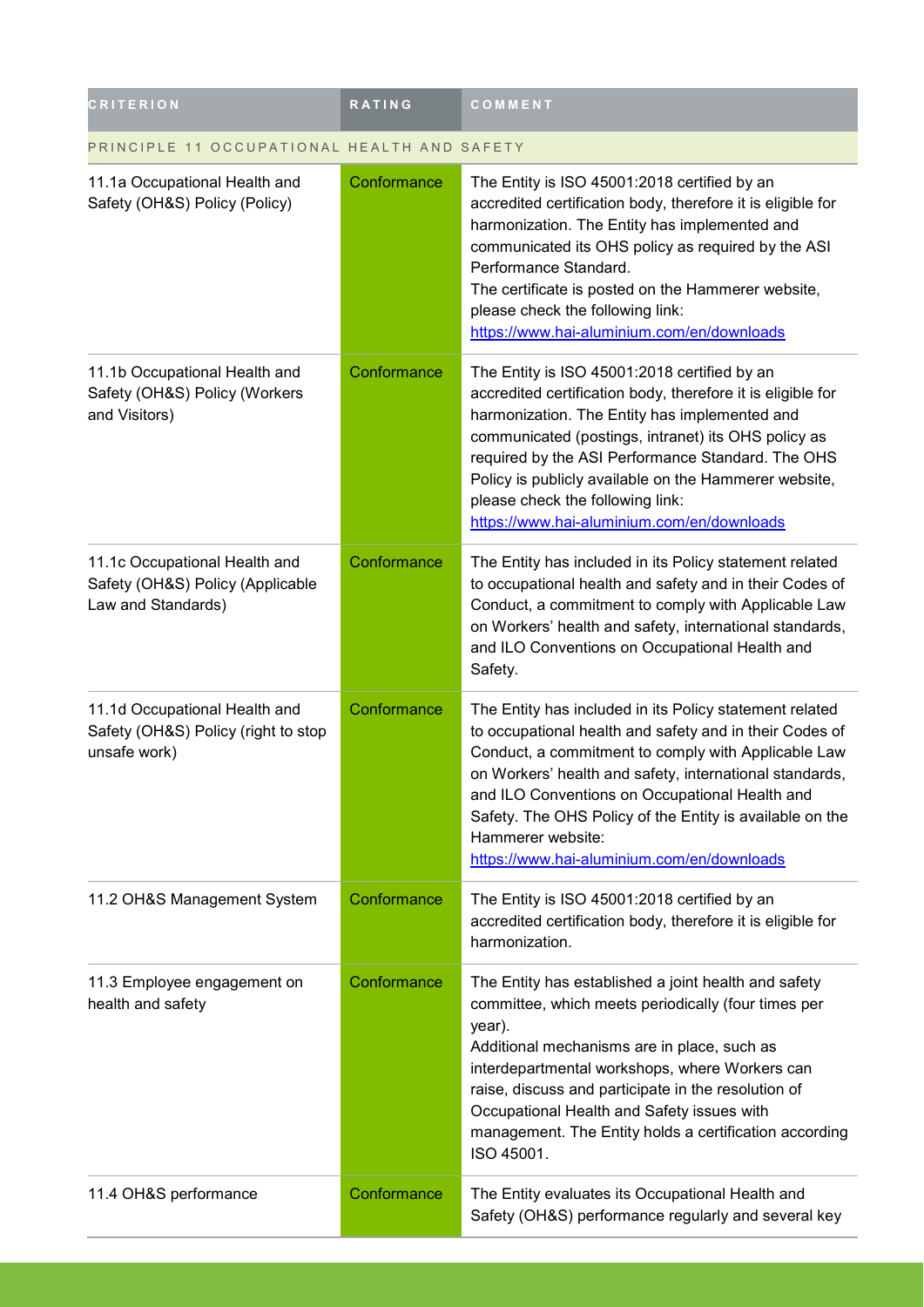| CRITERION | RATING | COMMENT |
|---|---|---|
| PRINCIPLE 11 OCCUPATIONAL HEALTH AND SAFETY | | |
| 11.1a Occupational Health and Safety (OH&S) Policy (Policy) | Conformance | The Entity is ISO 45001:2018 certified by an accredited certification body, therefore it is eligible for harmonization. The Entity has implemented and communicated its OHS policy as required by the ASI Performance Standard.<br>The certificate is posted on the Hammerer website, please check the following link:<br>https://www.hai-aluminium.com/en/downloads |
| 11.1b Occupational Health and Safety (OH&S) Policy (Workers and Visitors) | Conformance | The Entity is ISO 45001:2018 certified by an accredited certification body, therefore it is eligible for harmonization. The Entity has implemented and communicated (postings, intranet) its OHS policy as required by the ASI Performance Standard. The OHS Policy is publicly available on the Hammerer website, please check the following link:<br>https://www.hai-aluminium.com/en/downloads |
| 11.1c Occupational Health and Safety (OH&S) Policy (Applicable Law and Standards) | Conformance | The Entity has included in its Policy statement related to occupational health and safety and in their Codes of Conduct, a commitment to comply with Applicable Law on Workers' health and safety, international standards, and ILO Conventions on Occupational Health and Safety. |
| 11.1d Occupational Health and Safety (OH&S) Policy (right to stop unsafe work) | Conformance | The Entity has included in its Policy statement related to occupational health and safety and in their Codes of Conduct, a commitment to comply with Applicable Law on Workers' health and safety, international standards, and ILO Conventions on Occupational Health and Safety. The OHS Policy of the Entity is available on the Hammerer website:<br>https://www.hai-aluminium.com/en/downloads |
| 11.2 OH&S Management System | Conformance | The Entity is ISO 45001:2018 certified by an accredited certification body, therefore it is eligible for harmonization. |
| 11.3 Employee engagement on health and safety | Conformance | The Entity has established a joint health and safety committee, which meets periodically (four times per year).<br>Additional mechanisms are in place, such as interdepartmental workshops, where Workers can raise, discuss and participate in the resolution of Occupational Health and Safety issues with management. The Entity holds a certification according ISO 45001. |
| 11.4 OH&S performance | Conformance | The Entity evaluates its Occupational Health and Safety (OH&S) performance regularly and several key |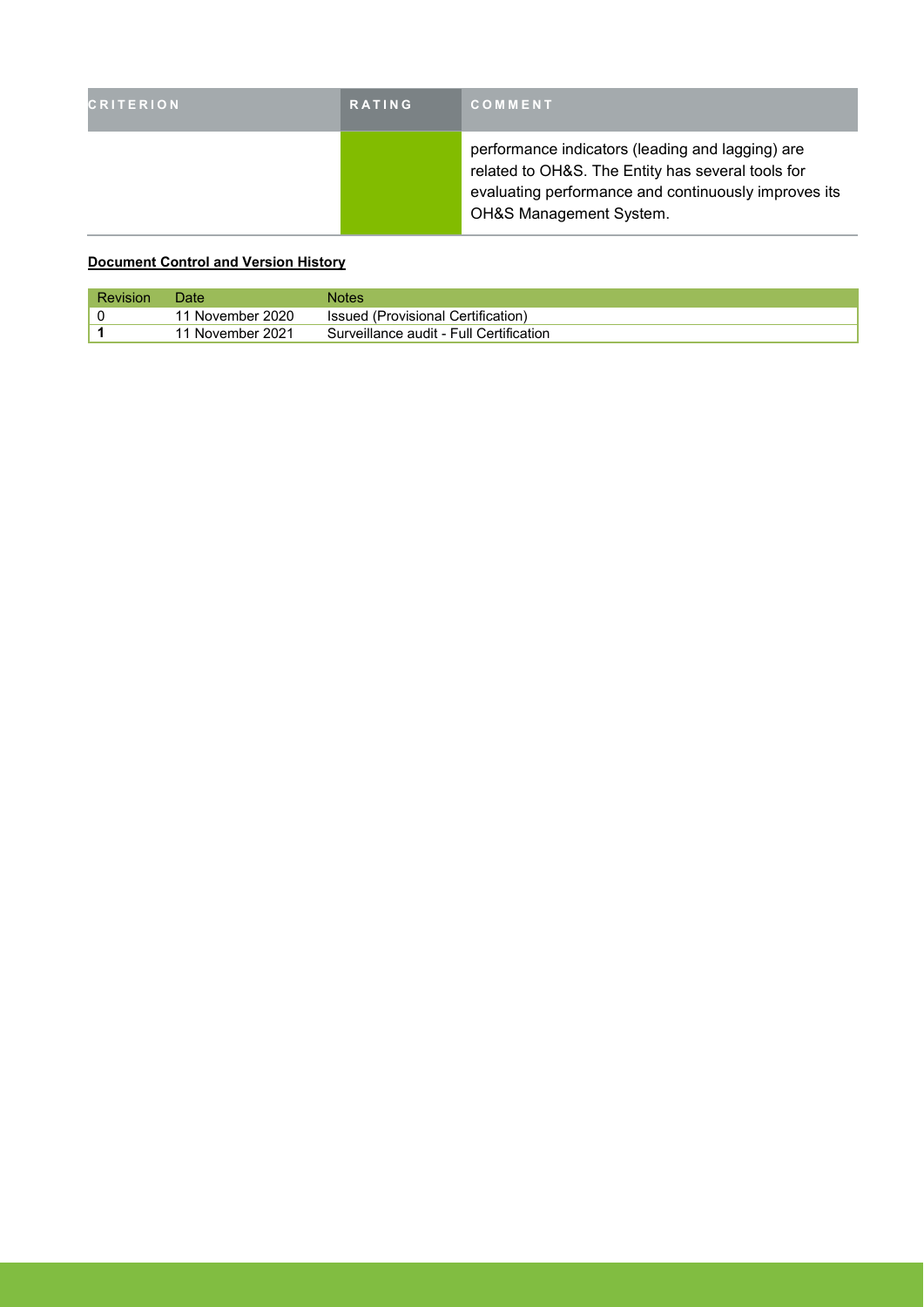| CRITERION | RATING | COMMENT |
| --- | --- | --- |
| | | performance indicators (leading and lagging) are related to OH&S. The Entity has several tools for evaluating performance and continuously improves its OH&S Management System. |

**Document Control and Version History**

| Revision | Date | Notes |
| --- | --- | --- |
| 0 | 11 November 2020 | Issued (Provisional Certification) |
| **1** | 11 November 2021 | Surveillance audit - Full Certification |